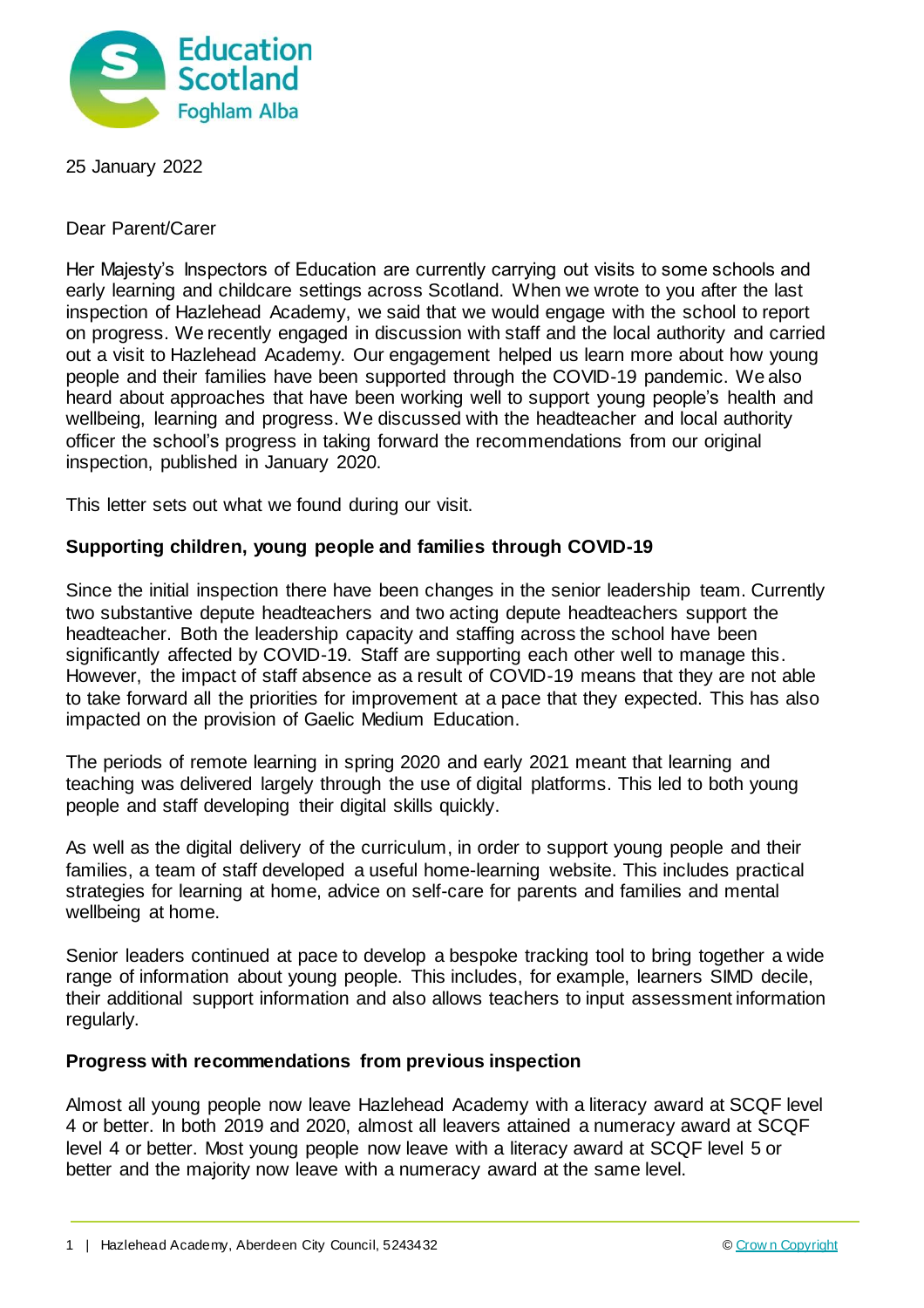25 January 2022

Dear Parent/Carer

Her Majesty's Inspectors of Education are currently carrying out visits to some schools and early learning and childcare settings across Scotland. When we wrote to you after the last inspection of Hazlehead Academy, we said that we would engage with the school to report on progress. We recently engaged in discussion with staff and the local authority and carried out a visit to Hazlehead Academy. Our engagement helped us learn more about how young people and their families have been supported through the COVID-19 pandemic. We also heard about approaches that have been working well to support young people's health and wellbeing, learning and progress. We discussed with the headteacher and local authority officer the school's progress in taking forward the recommendations from our original inspection, published in January 2020.

This letter sets out what we found during our visit.

## Supporting children, young people and families through COVID-19

Since the initial inspection there have been changes in the senior leadership team. Currently two substantive depute headteachers and two acting depute headteachers support the headteacher. Both the leadership capacity and staffing across the school have been significantly affected by COVID-19. Staff are supporting each other well to manage this. However, the impact of staff absence as a result of COVID-19 means that they are not able to take forward all the priorities for improvement at a pace that they expected. This has also impacted on the provision of Gaelic Medium Education.

The periods of remote learning in spring 2020 and early 2021 meant that learning and teaching was delivered largely through the use of digital platforms. This led to both young people and staff developing their digital skills quickly.

As well as the digital delivery of the curriculum, in order to support young people and their families, a team of staff developed a useful home-learning website. This includes practical strategies for learning at home, advice on self-care for parents and families and mental wellbeing at home.

Senior leaders continued at pace to develop a bespoke tracking tool to bring together a wide range of information about young people. This includes, for example, learners SIMD decile, their additional support information and also allows teachers to input assessment information regularly.

## Progress with recommendations from previous inspection

Almost all young people now leave Hazlehead Academy with a literacy award at SCQF level 4 or better. In both 2019 and 2020, almost all leavers attained a numeracy award at SCQF level 4 or better. Most young people now leave with a literacy award at SCQF level 5 or better and the majority now leave with a numeracy award at the same level.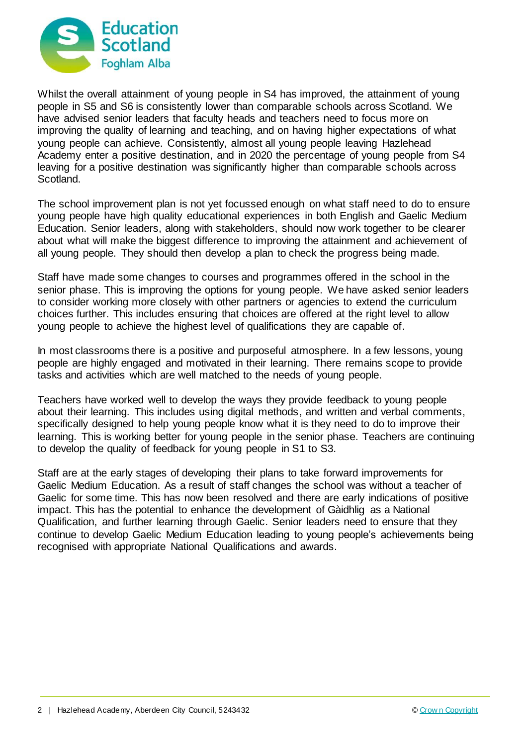Whilst the overall attainment of young people in S4 has improved, the attainment of young people in S5 and S6 is consistently lower than comparable schools across Scotland. We have advised senior leaders that faculty heads and teachers need to focus more on improving the quality of learning and teaching, and on having higher expectations of what young people can achieve. Consistently, almost all young people leaving Hazlehead Academy enter a positive destination, and in 2020 the percentage of young people from S4 leaving for a positive destination was significantly higher than comparable schools across Scotland.

The school improvement plan is not yet focussed enough on what staff need to do to ensure young people have high quality educational experiences in both English and Gaelic Medium Education. Senior leaders, along with stakeholders, should now work together to be clearer about what will make the biggest difference to improving the attainment and achievement of all young people. They should then develop a plan to check the progress being made.

Staff have made some changes to courses and programmes offered in the school in the senior phase. This is improving the options for young people. We have asked senior leaders to consider working more closely with other partners or agencies to extend the curriculum choices further. This includes ensuring that choices are offered at the right level to allow young people to achieve the highest level of qualifications they are capable of.

In most classrooms there is a positive and purposeful atmosphere. In a few lessons, young people are highly engaged and motivated in their learning. There remains scope to provide tasks and activities which are well matched to the needs of young people.

Teachers have worked well to develop the ways they provide feedback to young people about their learning. This includes using digital methods, and written and verbal comments, specifically designed to help young people know what it is they need to do to improve their learning. This is working better for young people in the senior phase. Teachers are continuing to develop the quality of feedback for young people in S1 to S3.

Staff are at the early stages of developing their plans to take forward improvements for Gaelic Medium Education. As a result of staff changes the school was without a teacher of Gaelic for some time. This has now been resolved and there are early indications of positive impact. This has the potential to enhance the development of Gàidhlig as a National Qualification, and further learning through Gaelic. Senior leaders need to ensure that they continue to develop Gaelic Medium Education leading to young people's achievements being recognised with appropriate National Qualifications and awards.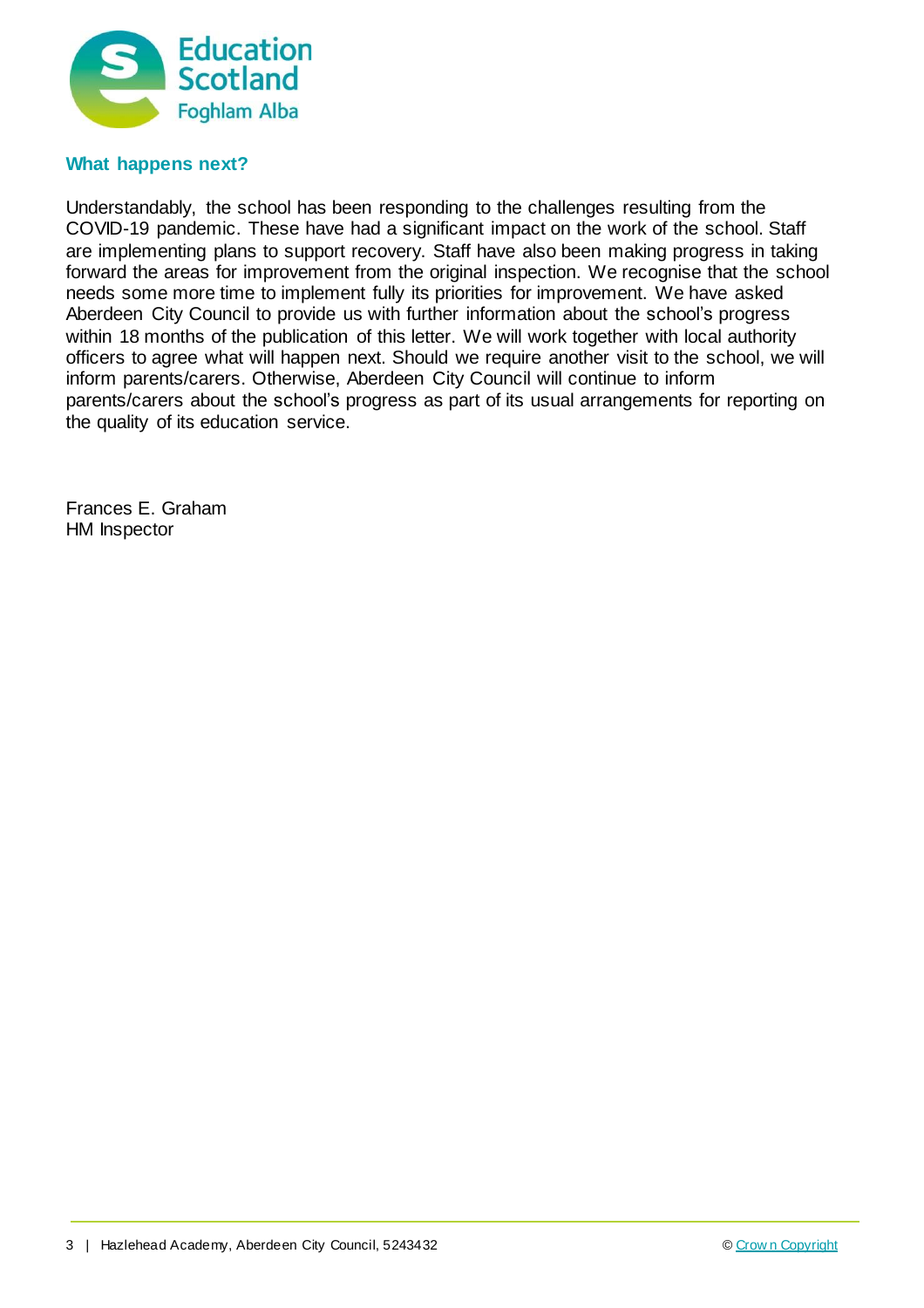## What happens next?

Understandably, the school has been responding to the challenges resulting from the COVID-19 pandemic. These have had a significant impact on the work of the school. Staff are implementing plans to support recovery. Staff have also been making progress in taking forward the areas for improvement from the original inspection. We recognise that the school needs some more time to implement fully its priorities for improvement. We have asked Aberdeen City Council to provide us with further information about the school's progress within 18 months of the publication of this letter. We will work together with local authority officers to agree what will happen next. Should we require another visit to the school, we will inform parents/carers. Otherwise, Aberdeen City Council will continue to inform parents/carers about the school's progress as part of its usual arrangements for reporting on the quality of its education service.

Frances E. Graham
HM Inspector